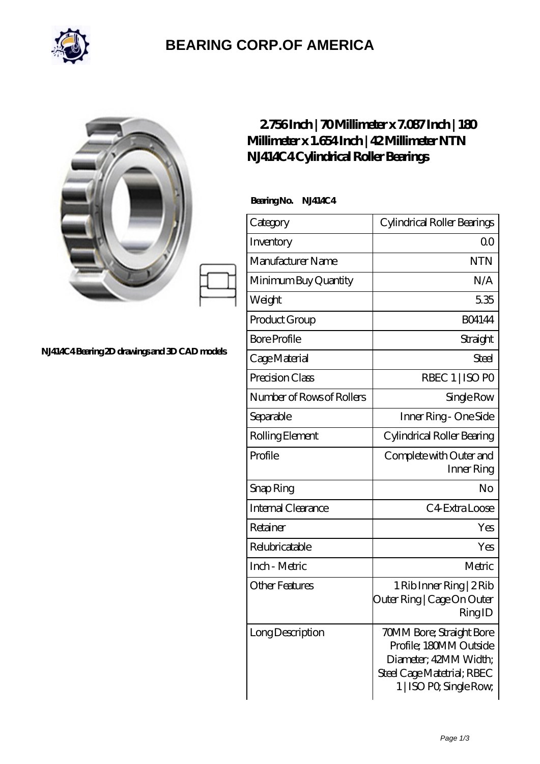# BEARING CORP.OF AMERICA

NJ414C4 Bearing 2D drawings and 3D CAD models

## 2.756 Inch | 70 Millimeter x 7.087 Inch | 180 Millimeter x 1.654 Inch | 42 Millimeter NTN NJ414C4 Cylindrical Roller Bearings

**Bearing No. NJ414C4**

| Category | Cylindrical Roller Bearings |
|---|---|
| Inventory | 0.0 |
| Manufacturer Name | NTN |
| Minimum Buy Quantity | N/A |
| Weight | 5.35 |
| Product Group | B04144 |
| Bore Profile | Straight |
| Cage Material | Steel |
| Precision Class | RBEC 1 \| ISO P0 |
| Number of Rows of Rollers | Single Row |
| Separable | Inner Ring - One Side |
| Rolling Element | Cylindrical Roller Bearing |
| Profile | Complete with Outer and Inner Ring |
| Snap Ring | No |
| Internal Clearance | C4-Extra Loose |
| Retainer | Yes |
| Relubricatable | Yes |
| Inch - Metric | Metric |
| Other Features | 1 Rib Inner Ring \| 2 Rib Outer Ring \| Cage On Outer Ring ID |
| Long Description | 70MM Bore; Straight Bore Profile; 180MM Outside Diameter; 42MM Width; Steel Cage Matetrial; RBEC 1 \| ISO P0; Single Row; |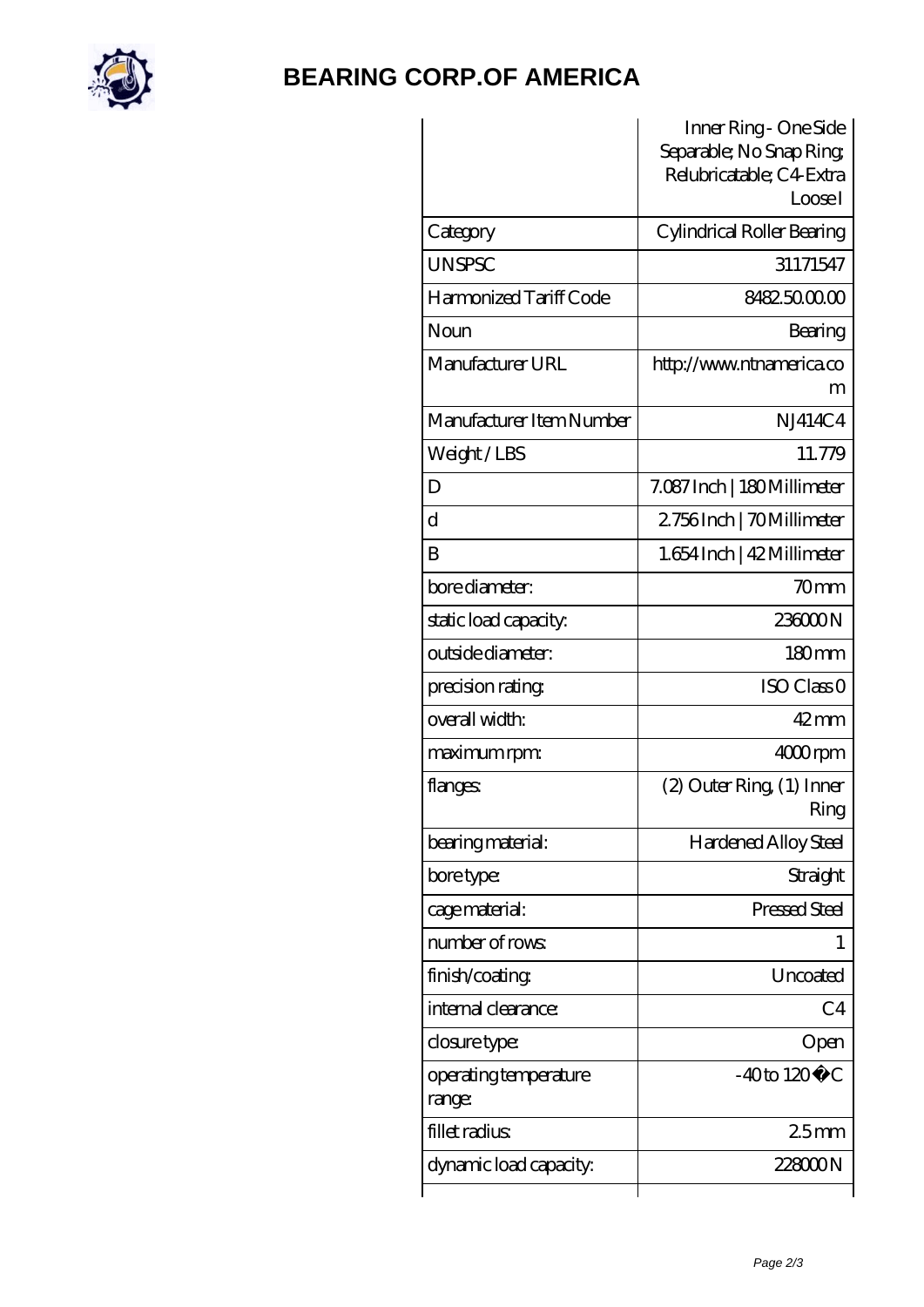# BEARING CORP.OF AMERICA

| | Inner Ring - One Side Separable; No Snap Ring; Relubricatable; C4-Extra Loose I |
|---|---|
| Category | Cylindrical Roller Bearing |
| UNSPSC | 31171547 |
| Harmonized Tariff Code | 8482.50.00.00 |
| Noun | Bearing |
| Manufacturer URL | http://www.ntnamerica.com |
| Manufacturer Item Number | NJ414C4 |
| Weight / LBS | 11.779 |
| D | 7.087 Inch \| 180 Millimeter |
| d | 2.756 Inch \| 70 Millimeter |
| B | 1.654 Inch \| 42 Millimeter |
| bore diameter: | 70 mm |
| static load capacity: | 236000 N |
| outside diameter: | 180 mm |
| precision rating: | ISO Class 0 |
| overall width: | 42 mm |
| maximum rpm: | 4000 rpm |
| flanges: | (2) Outer Ring, (1) Inner Ring |
| bearing material: | Hardened Alloy Steel |
| bore type: | Straight |
| cage material: | Pressed Steel |
| number of rows: | 1 |
| finish/coating: | Uncoated |
| internal clearance: | C4 |
| closure type: | Open |
| operating temperature range: | -40 to 120 �C |
| fillet radius: | 2.5 mm |
| dynamic load capacity: | 228000 N |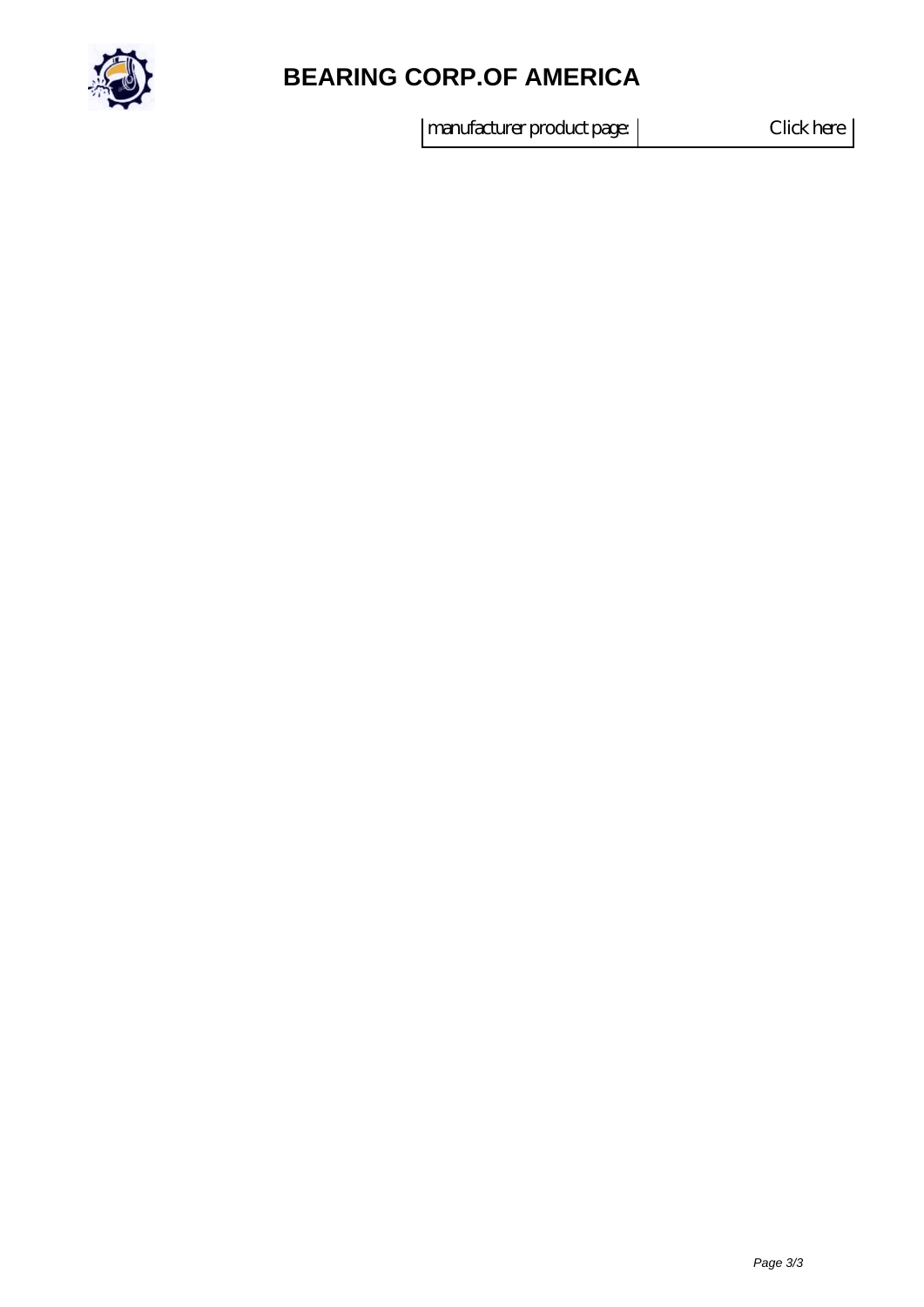# BEARING CORP.OF AMERICA

| | |
|---|---|
| manufacturer product page: | Click here |